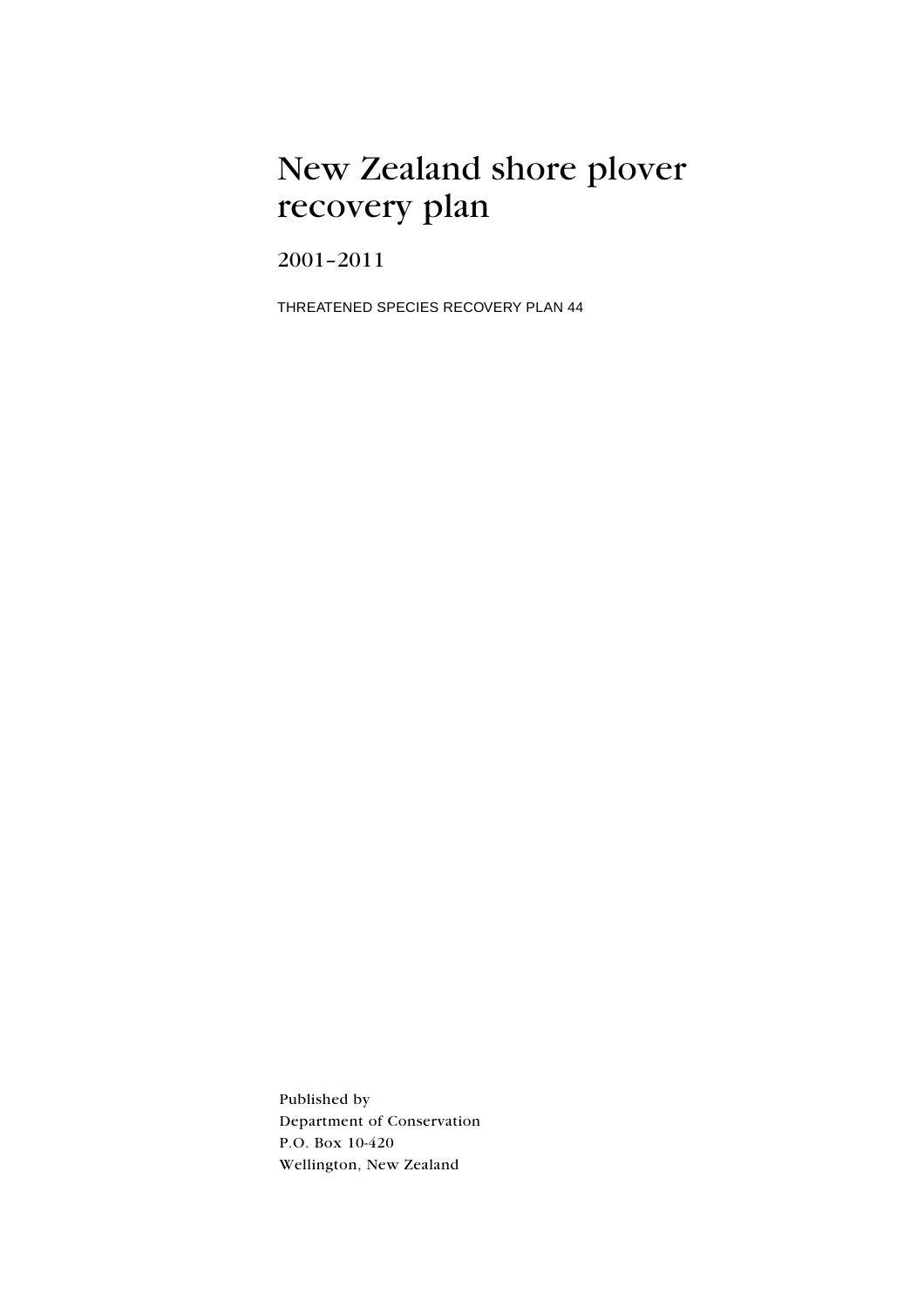# New Zealand shore plover recovery plan

2001–2011

THREATENED SPECIES RECOVERY PLAN 44

Published by
Department of Conservation
P.O. Box 10-420
Wellington, New Zealand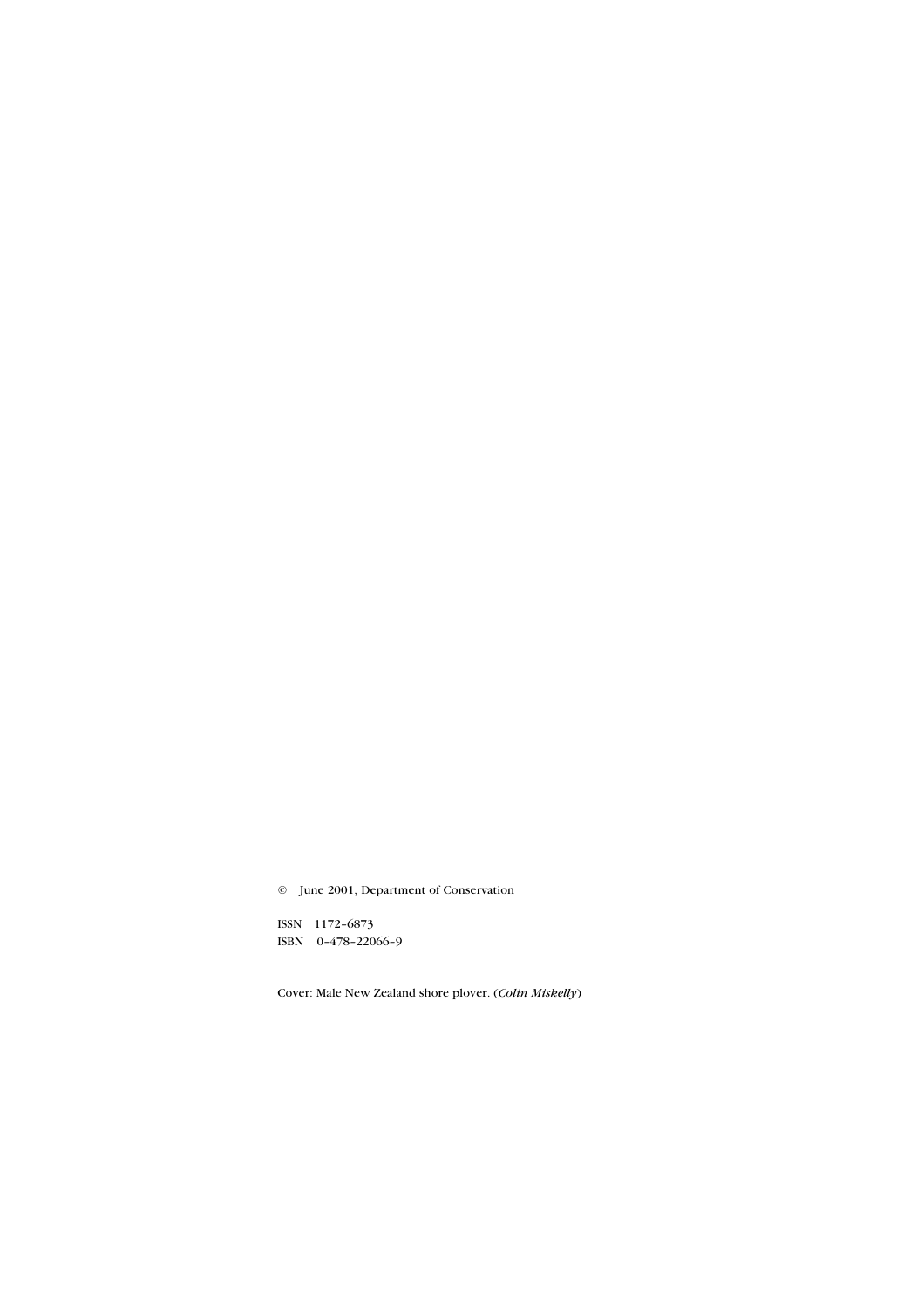© June 2001, Department of Conservation

ISSN 1172–6873
ISBN 0–478–22066–9

Cover: Male New Zealand shore plover. (*Colin Miskelly*)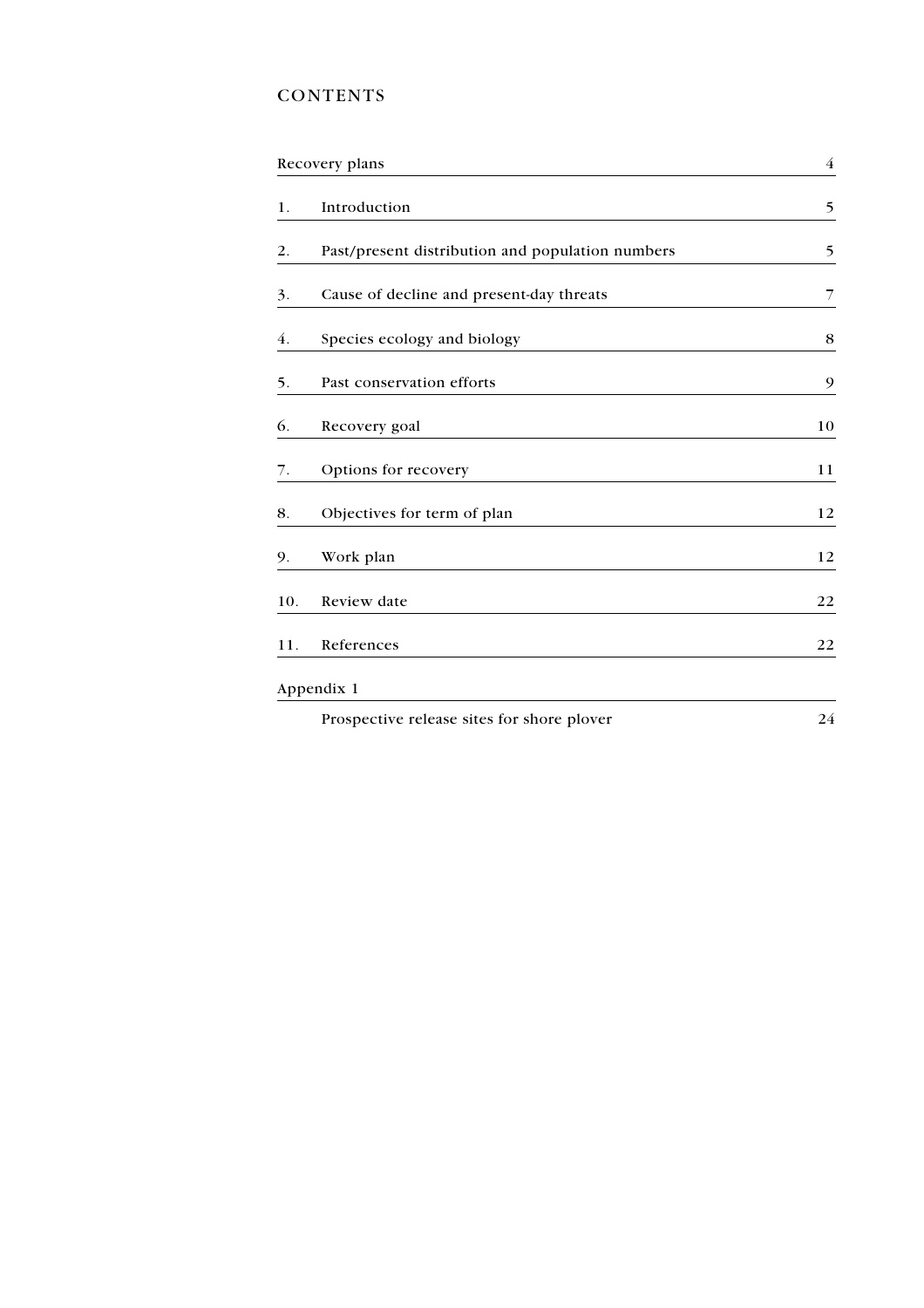# CONTENTS

| | | |
|---|---|---|
| Recovery plans | | 4 |
| 1. | Introduction | 5 |
| 2. | Past/present distribution and population numbers | 5 |
| 3. | Cause of decline and present-day threats | 7 |
| 4. | Species ecology and biology | 8 |
| 5. | Past conservation efforts | 9 |
| 6. | Recovery goal | 10 |
| 7. | Options for recovery | 11 |
| 8. | Objectives for term of plan | 12 |
| 9. | Work plan | 12 |
| 10. | Review date | 22 |
| 11. | References | 22 |
| Appendix 1 | | |
| | Prospective release sites for shore plover | 24 |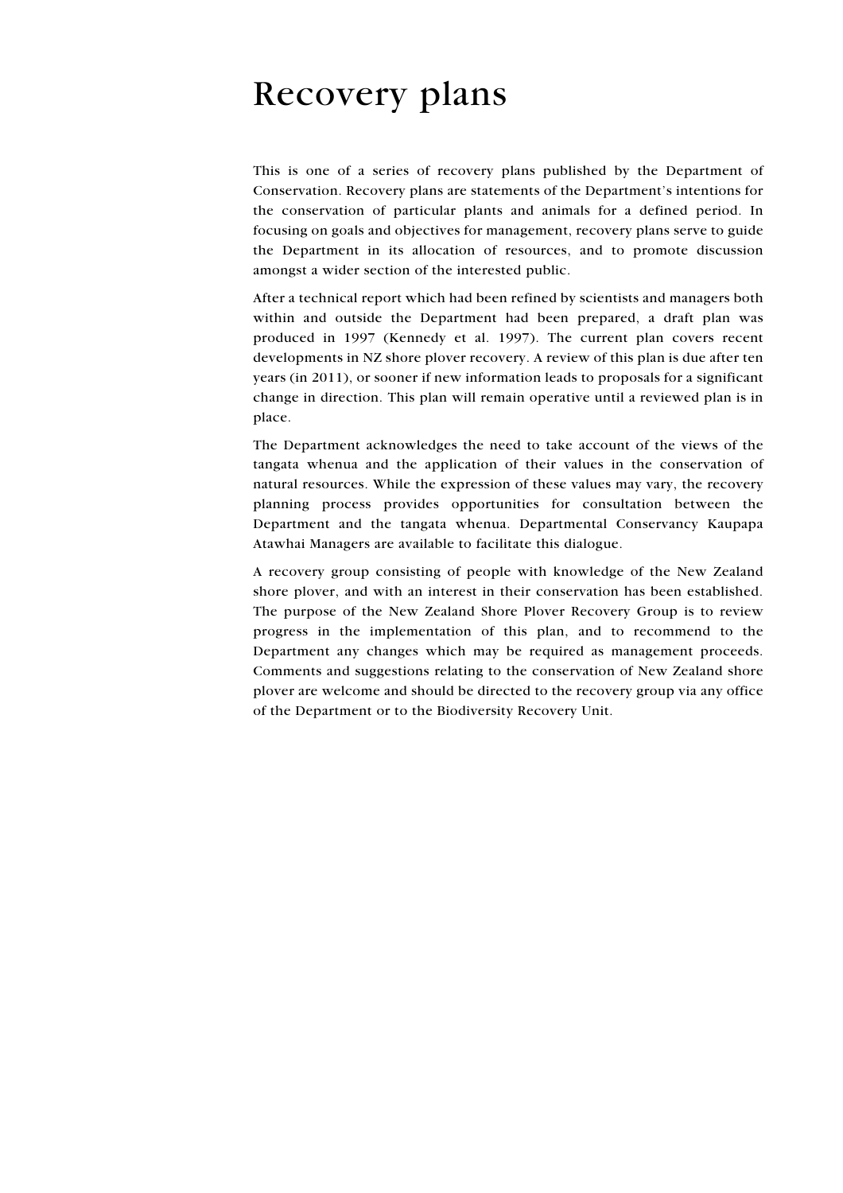# Recovery plans

This is one of a series of recovery plans published by the Department of Conservation. Recovery plans are statements of the Department's intentions for the conservation of particular plants and animals for a defined period. In focusing on goals and objectives for management, recovery plans serve to guide the Department in its allocation of resources, and to promote discussion amongst a wider section of the interested public.

After a technical report which had been refined by scientists and managers both within and outside the Department had been prepared, a draft plan was produced in 1997 (Kennedy et al. 1997). The current plan covers recent developments in NZ shore plover recovery. A review of this plan is due after ten years (in 2011), or sooner if new information leads to proposals for a significant change in direction. This plan will remain operative until a reviewed plan is in place.

The Department acknowledges the need to take account of the views of the tangata whenua and the application of their values in the conservation of natural resources. While the expression of these values may vary, the recovery planning process provides opportunities for consultation between the Department and the tangata whenua. Departmental Conservancy Kaupapa Atawhai Managers are available to facilitate this dialogue.

A recovery group consisting of people with knowledge of the New Zealand shore plover, and with an interest in their conservation has been established. The purpose of the New Zealand Shore Plover Recovery Group is to review progress in the implementation of this plan, and to recommend to the Department any changes which may be required as management proceeds. Comments and suggestions relating to the conservation of New Zealand shore plover are welcome and should be directed to the recovery group via any office of the Department or to the Biodiversity Recovery Unit.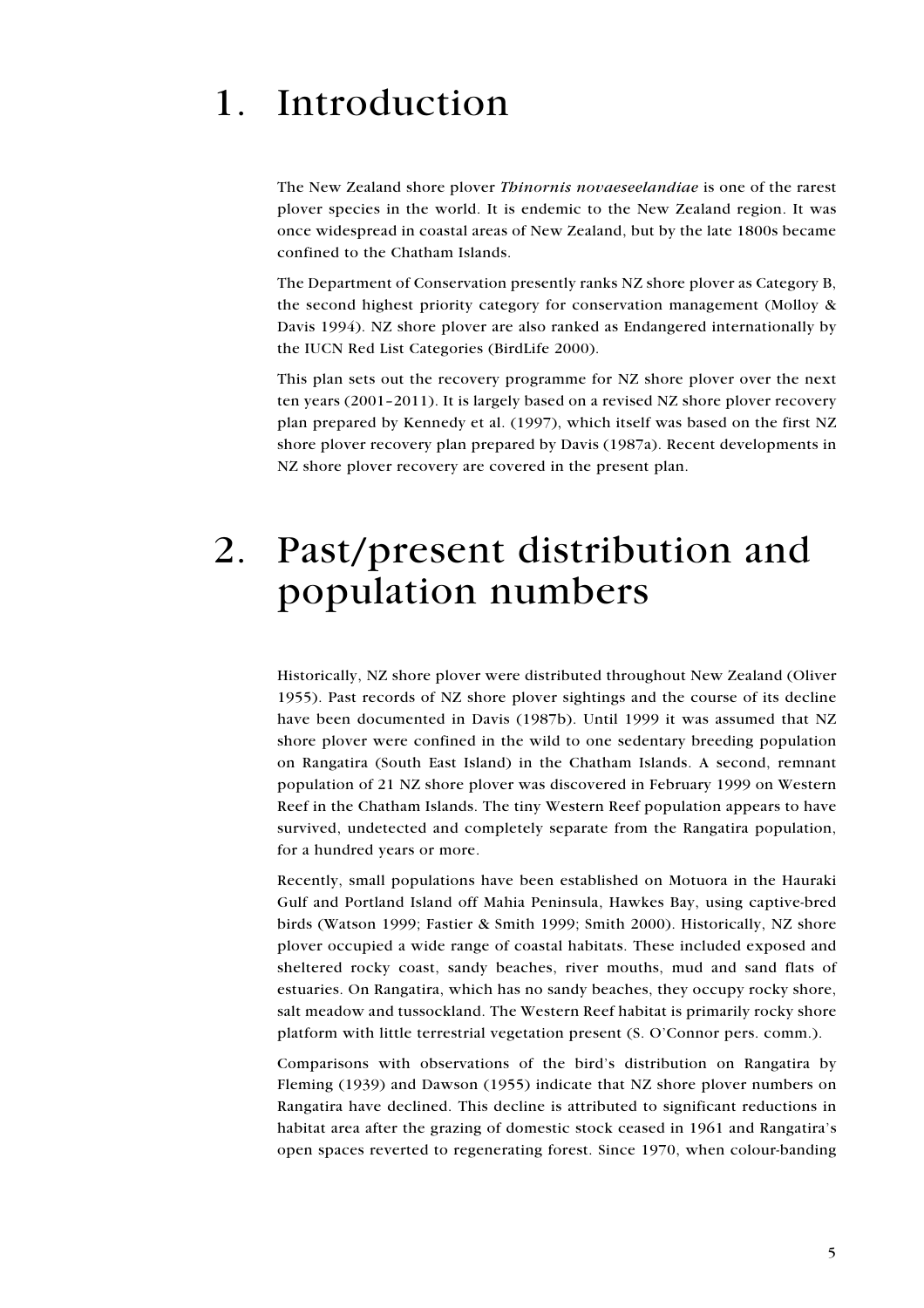# 1. Introduction

The New Zealand shore plover *Thinornis novaeseelandiae* is one of the rarest plover species in the world. It is endemic to the New Zealand region. It was once widespread in coastal areas of New Zealand, but by the late 1800s became confined to the Chatham Islands.

The Department of Conservation presently ranks NZ shore plover as Category B, the second highest priority category for conservation management (Molloy & Davis 1994). NZ shore plover are also ranked as Endangered internationally by the IUCN Red List Categories (BirdLife 2000).

This plan sets out the recovery programme for NZ shore plover over the next ten years (2001–2011). It is largely based on a revised NZ shore plover recovery plan prepared by Kennedy et al. (1997), which itself was based on the first NZ shore plover recovery plan prepared by Davis (1987a). Recent developments in NZ shore plover recovery are covered in the present plan.

# 2. Past/present distribution and population numbers

Historically, NZ shore plover were distributed throughout New Zealand (Oliver 1955). Past records of NZ shore plover sightings and the course of its decline have been documented in Davis (1987b). Until 1999 it was assumed that NZ shore plover were confined in the wild to one sedentary breeding population on Rangatira (South East Island) in the Chatham Islands. A second, remnant population of 21 NZ shore plover was discovered in February 1999 on Western Reef in the Chatham Islands. The tiny Western Reef population appears to have survived, undetected and completely separate from the Rangatira population, for a hundred years or more.

Recently, small populations have been established on Motuora in the Hauraki Gulf and Portland Island off Mahia Peninsula, Hawkes Bay, using captive-bred birds (Watson 1999; Fastier & Smith 1999; Smith 2000). Historically, NZ shore plover occupied a wide range of coastal habitats. These included exposed and sheltered rocky coast, sandy beaches, river mouths, mud and sand flats of estuaries. On Rangatira, which has no sandy beaches, they occupy rocky shore, salt meadow and tussockland. The Western Reef habitat is primarily rocky shore platform with little terrestrial vegetation present (S. O'Connor pers. comm.).

Comparisons with observations of the bird's distribution on Rangatira by Fleming (1939) and Dawson (1955) indicate that NZ shore plover numbers on Rangatira have declined. This decline is attributed to significant reductions in habitat area after the grazing of domestic stock ceased in 1961 and Rangatira's open spaces reverted to regenerating forest. Since 1970, when colour-banding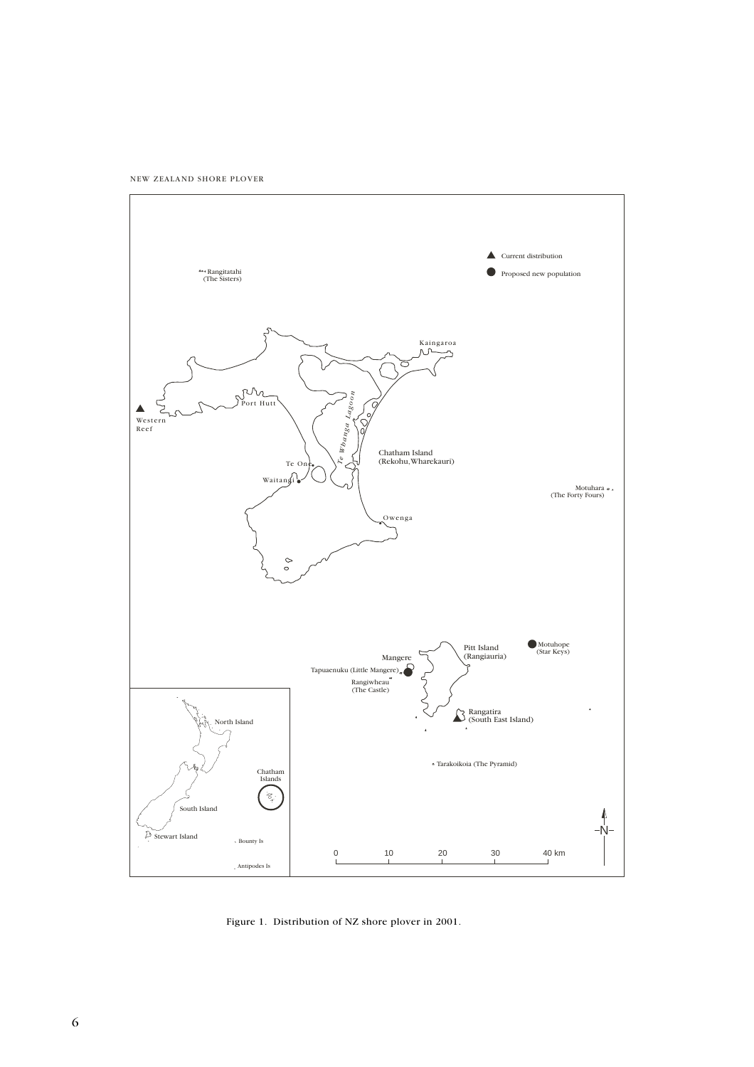Figure 1. Distribution of NZ shore plover in 2001.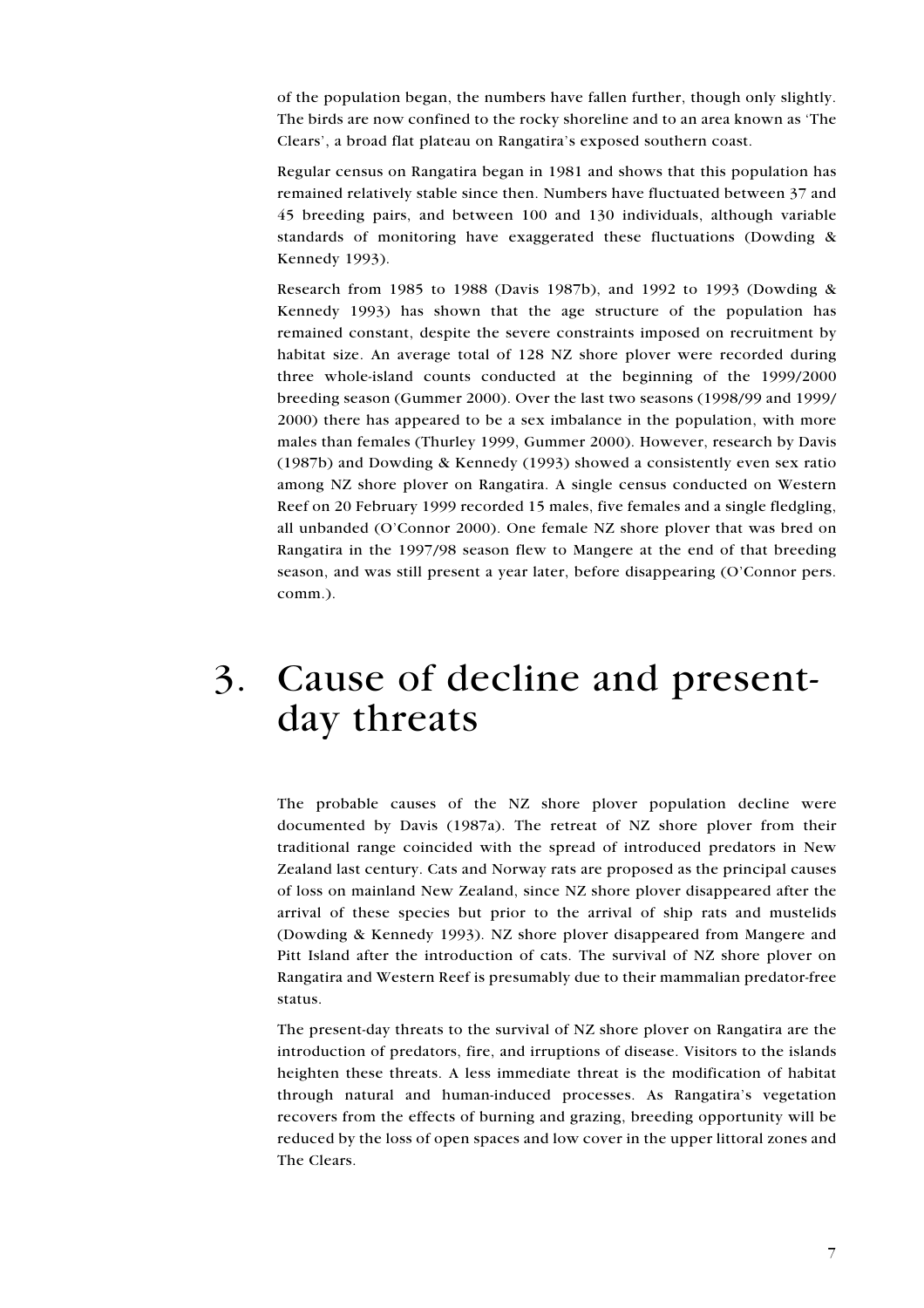of the population began, the numbers have fallen further, though only slightly. The birds are now confined to the rocky shoreline and to an area known as 'The Clears', a broad flat plateau on Rangatira's exposed southern coast.

Regular census on Rangatira began in 1981 and shows that this population has remained relatively stable since then. Numbers have fluctuated between 37 and 45 breeding pairs, and between 100 and 130 individuals, although variable standards of monitoring have exaggerated these fluctuations (Dowding & Kennedy 1993).

Research from 1985 to 1988 (Davis 1987b), and 1992 to 1993 (Dowding & Kennedy 1993) has shown that the age structure of the population has remained constant, despite the severe constraints imposed on recruitment by habitat size. An average total of 128 NZ shore plover were recorded during three whole-island counts conducted at the beginning of the 1999/2000 breeding season (Gummer 2000). Over the last two seasons (1998/99 and 1999/2000) there has appeared to be a sex imbalance in the population, with more males than females (Thurley 1999, Gummer 2000). However, research by Davis (1987b) and Dowding & Kennedy (1993) showed a consistently even sex ratio among NZ shore plover on Rangatira. A single census conducted on Western Reef on 20 February 1999 recorded 15 males, five females and a single fledgling, all unbanded (O'Connor 2000). One female NZ shore plover that was bred on Rangatira in the 1997/98 season flew to Mangere at the end of that breeding season, and was still present a year later, before disappearing (O'Connor pers. comm.).

# 3. Cause of decline and present-day threats

The probable causes of the NZ shore plover population decline were documented by Davis (1987a). The retreat of NZ shore plover from their traditional range coincided with the spread of introduced predators in New Zealand last century. Cats and Norway rats are proposed as the principal causes of loss on mainland New Zealand, since NZ shore plover disappeared after the arrival of these species but prior to the arrival of ship rats and mustelids (Dowding & Kennedy 1993). NZ shore plover disappeared from Mangere and Pitt Island after the introduction of cats. The survival of NZ shore plover on Rangatira and Western Reef is presumably due to their mammalian predator-free status.

The present-day threats to the survival of NZ shore plover on Rangatira are the introduction of predators, fire, and irruptions of disease. Visitors to the islands heighten these threats. A less immediate threat is the modification of habitat through natural and human-induced processes. As Rangatira's vegetation recovers from the effects of burning and grazing, breeding opportunity will be reduced by the loss of open spaces and low cover in the upper littoral zones and The Clears.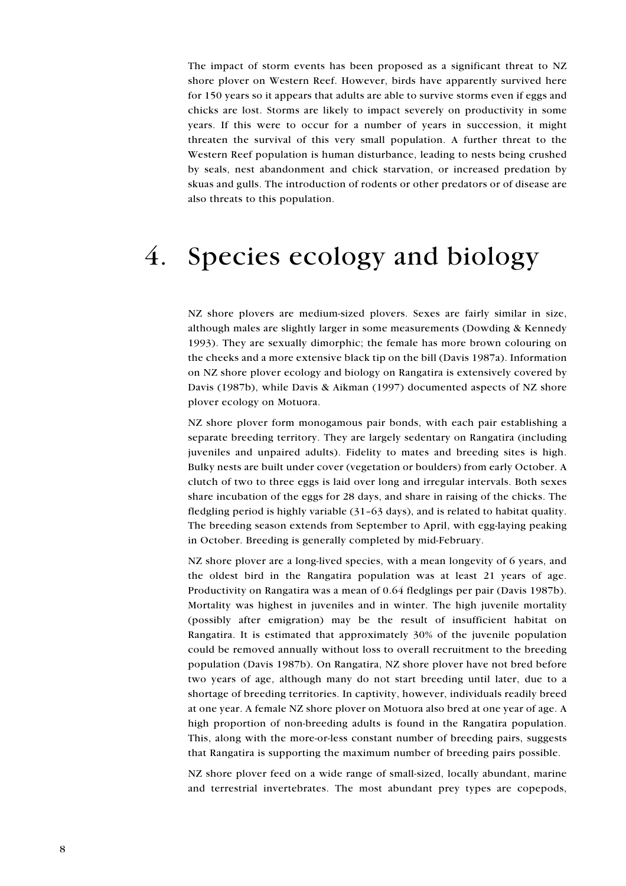The impact of storm events has been proposed as a significant threat to NZ shore plover on Western Reef. However, birds have apparently survived here for 150 years so it appears that adults are able to survive storms even if eggs and chicks are lost. Storms are likely to impact severely on productivity in some years. If this were to occur for a number of years in succession, it might threaten the survival of this very small population. A further threat to the Western Reef population is human disturbance, leading to nests being crushed by seals, nest abandonment and chick starvation, or increased predation by skuas and gulls. The introduction of rodents or other predators or of disease are also threats to this population.

# 4. Species ecology and biology

NZ shore plovers are medium-sized plovers. Sexes are fairly similar in size, although males are slightly larger in some measurements (Dowding & Kennedy 1993). They are sexually dimorphic; the female has more brown colouring on the cheeks and a more extensive black tip on the bill (Davis 1987a). Information on NZ shore plover ecology and biology on Rangatira is extensively covered by Davis (1987b), while Davis & Aikman (1997) documented aspects of NZ shore plover ecology on Motuora.

NZ shore plover form monogamous pair bonds, with each pair establishing a separate breeding territory. They are largely sedentary on Rangatira (including juveniles and unpaired adults). Fidelity to mates and breeding sites is high. Bulky nests are built under cover (vegetation or boulders) from early October. A clutch of two to three eggs is laid over long and irregular intervals. Both sexes share incubation of the eggs for 28 days, and share in raising of the chicks. The fledgling period is highly variable (31–63 days), and is related to habitat quality. The breeding season extends from September to April, with egg-laying peaking in October. Breeding is generally completed by mid-February.

NZ shore plover are a long-lived species, with a mean longevity of 6 years, and the oldest bird in the Rangatira population was at least 21 years of age. Productivity on Rangatira was a mean of 0.64 fledglings per pair (Davis 1987b). Mortality was highest in juveniles and in winter. The high juvenile mortality (possibly after emigration) may be the result of insufficient habitat on Rangatira. It is estimated that approximately 30% of the juvenile population could be removed annually without loss to overall recruitment to the breeding population (Davis 1987b). On Rangatira, NZ shore plover have not bred before two years of age, although many do not start breeding until later, due to a shortage of breeding territories. In captivity, however, individuals readily breed at one year. A female NZ shore plover on Motuora also bred at one year of age. A high proportion of non-breeding adults is found in the Rangatira population. This, along with the more-or-less constant number of breeding pairs, suggests that Rangatira is supporting the maximum number of breeding pairs possible.

NZ shore plover feed on a wide range of small-sized, locally abundant, marine and terrestrial invertebrates. The most abundant prey types are copepods,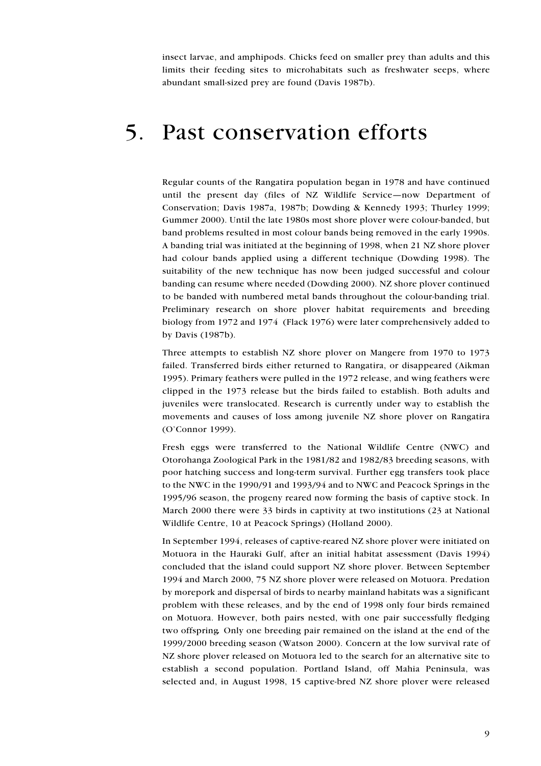insect larvae, and amphipods. Chicks feed on smaller prey than adults and this limits their feeding sites to microhabitats such as freshwater seeps, where abundant small-sized prey are found (Davis 1987b).

# 5. Past conservation efforts

Regular counts of the Rangatira population began in 1978 and have continued until the present day (files of NZ Wildlife Service—now Department of Conservation; Davis 1987a, 1987b; Dowding & Kennedy 1993; Thurley 1999; Gummer 2000). Until the late 1980s most shore plover were colour-banded, but band problems resulted in most colour bands being removed in the early 1990s. A banding trial was initiated at the beginning of 1998, when 21 NZ shore plover had colour bands applied using a different technique (Dowding 1998). The suitability of the new technique has now been judged successful and colour banding can resume where needed (Dowding 2000). NZ shore plover continued to be banded with numbered metal bands throughout the colour-banding trial. Preliminary research on shore plover habitat requirements and breeding biology from 1972 and 1974 (Flack 1976) were later comprehensively added to by Davis (1987b).

Three attempts to establish NZ shore plover on Mangere from 1970 to 1973 failed. Transferred birds either returned to Rangatira, or disappeared (Aikman 1995). Primary feathers were pulled in the 1972 release, and wing feathers were clipped in the 1973 release but the birds failed to establish. Both adults and juveniles were translocated. Research is currently under way to establish the movements and causes of loss among juvenile NZ shore plover on Rangatira (O'Connor 1999).

Fresh eggs were transferred to the National Wildlife Centre (NWC) and Otorohanga Zoological Park in the 1981/82 and 1982/83 breeding seasons, with poor hatching success and long-term survival. Further egg transfers took place to the NWC in the 1990/91 and 1993/94 and to NWC and Peacock Springs in the 1995/96 season, the progeny reared now forming the basis of captive stock. In March 2000 there were 33 birds in captivity at two institutions (23 at National Wildlife Centre, 10 at Peacock Springs) (Holland 2000).

In September 1994, releases of captive-reared NZ shore plover were initiated on Motuora in the Hauraki Gulf, after an initial habitat assessment (Davis 1994) concluded that the island could support NZ shore plover. Between September 1994 and March 2000, 75 NZ shore plover were released on Motuora. Predation by morepork and dispersal of birds to nearby mainland habitats was a significant problem with these releases, and by the end of 1998 only four birds remained on Motuora. However, both pairs nested, with one pair successfully fledging two offspring. Only one breeding pair remained on the island at the end of the 1999/2000 breeding season (Watson 2000). Concern at the low survival rate of NZ shore plover released on Motuora led to the search for an alternative site to establish a second population. Portland Island, off Mahia Peninsula, was selected and, in August 1998, 15 captive-bred NZ shore plover were released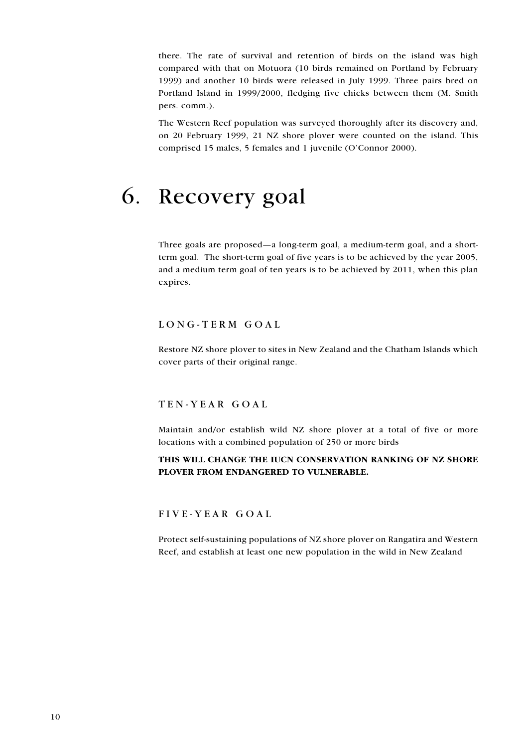there. The rate of survival and retention of birds on the island was high compared with that on Motuora (10 birds remained on Portland by February 1999) and another 10 birds were released in July 1999. Three pairs bred on Portland Island in 1999/2000, fledging five chicks between them (M. Smith pers. comm.).

The Western Reef population was surveyed thoroughly after its discovery and, on 20 February 1999, 21 NZ shore plover were counted on the island. This comprised 15 males, 5 females and 1 juvenile (O'Connor 2000).

# 6. Recovery goal

Three goals are proposed—a long-term goal, a medium-term goal, and a short-term goal. The short-term goal of five years is to be achieved by the year 2005, and a medium term goal of ten years is to be achieved by 2011, when this plan expires.

## LONG-TERM GOAL

Restore NZ shore plover to sites in New Zealand and the Chatham Islands which cover parts of their original range.

## TEN-YEAR GOAL

Maintain and/or establish wild NZ shore plover at a total of five or more locations with a combined population of 250 or more birds

**THIS WILL CHANGE THE IUCN CONSERVATION RANKING OF NZ SHORE PLOVER FROM ENDANGERED TO VULNERABLE.**

## FIVE-YEAR GOAL

Protect self-sustaining populations of NZ shore plover on Rangatira and Western Reef, and establish at least one new population in the wild in New Zealand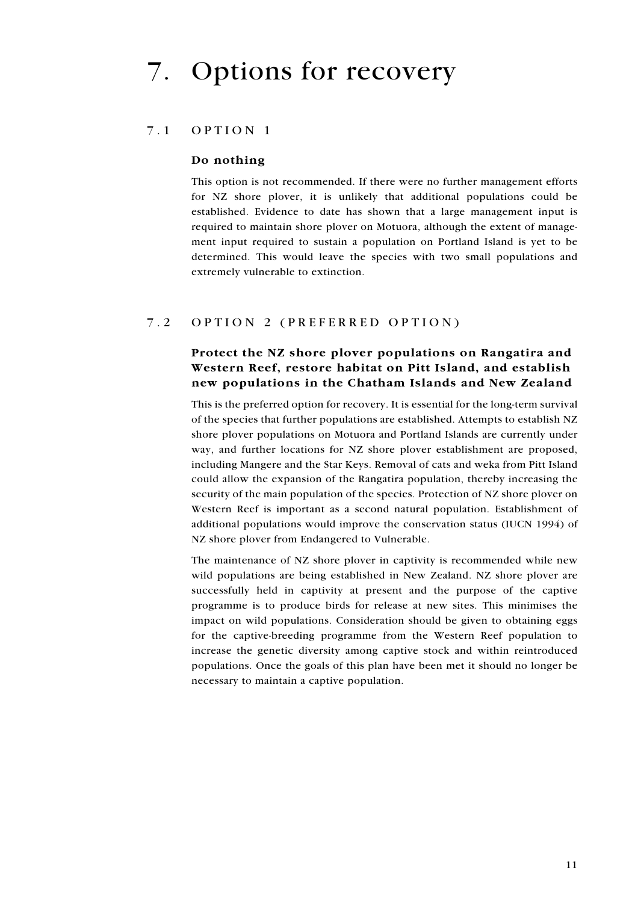# 7. Options for recovery

## 7.1 OPTION 1

### Do nothing

This option is not recommended. If there were no further management efforts for NZ shore plover, it is unlikely that additional populations could be established. Evidence to date has shown that a large management input is required to maintain shore plover on Motuora, although the extent of management input required to sustain a population on Portland Island is yet to be determined. This would leave the species with two small populations and extremely vulnerable to extinction.

## 7.2 OPTION 2 (PREFERRED OPTION)

### Protect the NZ shore plover populations on Rangatira and Western Reef, restore habitat on Pitt Island, and establish new populations in the Chatham Islands and New Zealand

This is the preferred option for recovery. It is essential for the long-term survival of the species that further populations are established. Attempts to establish NZ shore plover populations on Motuora and Portland Islands are currently under way, and further locations for NZ shore plover establishment are proposed, including Mangere and the Star Keys. Removal of cats and weka from Pitt Island could allow the expansion of the Rangatira population, thereby increasing the security of the main population of the species. Protection of NZ shore plover on Western Reef is important as a second natural population. Establishment of additional populations would improve the conservation status (IUCN 1994) of NZ shore plover from Endangered to Vulnerable.

The maintenance of NZ shore plover in captivity is recommended while new wild populations are being established in New Zealand. NZ shore plover are successfully held in captivity at present and the purpose of the captive programme is to produce birds for release at new sites. This minimises the impact on wild populations. Consideration should be given to obtaining eggs for the captive-breeding programme from the Western Reef population to increase the genetic diversity among captive stock and within reintroduced populations. Once the goals of this plan have been met it should no longer be necessary to maintain a captive population.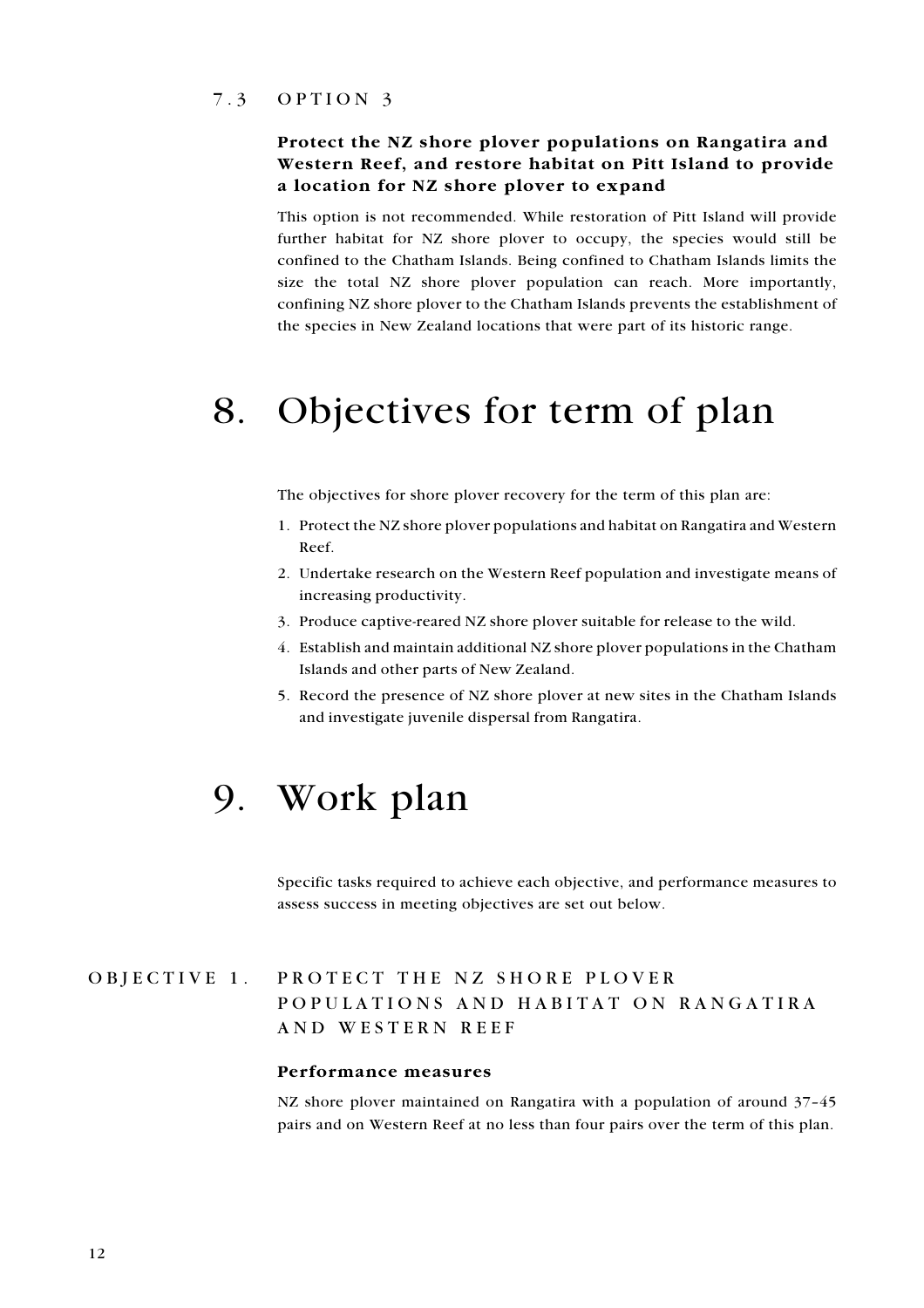### 7.3 OPTION 3

**Protect the NZ shore plover populations on Rangatira and Western Reef, and restore habitat on Pitt Island to provide a location for NZ shore plover to expand**

This option is not recommended. While restoration of Pitt Island will provide further habitat for NZ shore plover to occupy, the species would still be confined to the Chatham Islands. Being confined to Chatham Islands limits the size the total NZ shore plover population can reach. More importantly, confining NZ shore plover to the Chatham Islands prevents the establishment of the species in New Zealand locations that were part of its historic range.

# 8. Objectives for term of plan

The objectives for shore plover recovery for the term of this plan are:

1. Protect the NZ shore plover populations and habitat on Rangatira and Western Reef.
2. Undertake research on the Western Reef population and investigate means of increasing productivity.
3. Produce captive-reared NZ shore plover suitable for release to the wild.
4. Establish and maintain additional NZ shore plover populations in the Chatham Islands and other parts of New Zealand.
5. Record the presence of NZ shore plover at new sites in the Chatham Islands and investigate juvenile dispersal from Rangatira.

# 9. Work plan

Specific tasks required to achieve each objective, and performance measures to assess success in meeting objectives are set out below.

## OBJECTIVE 1. PROTECT THE NZ SHORE PLOVER POPULATIONS AND HABITAT ON RANGATIRA AND WESTERN REEF

**Performance measures**

NZ shore plover maintained on Rangatira with a population of around 37–45 pairs and on Western Reef at no less than four pairs over the term of this plan.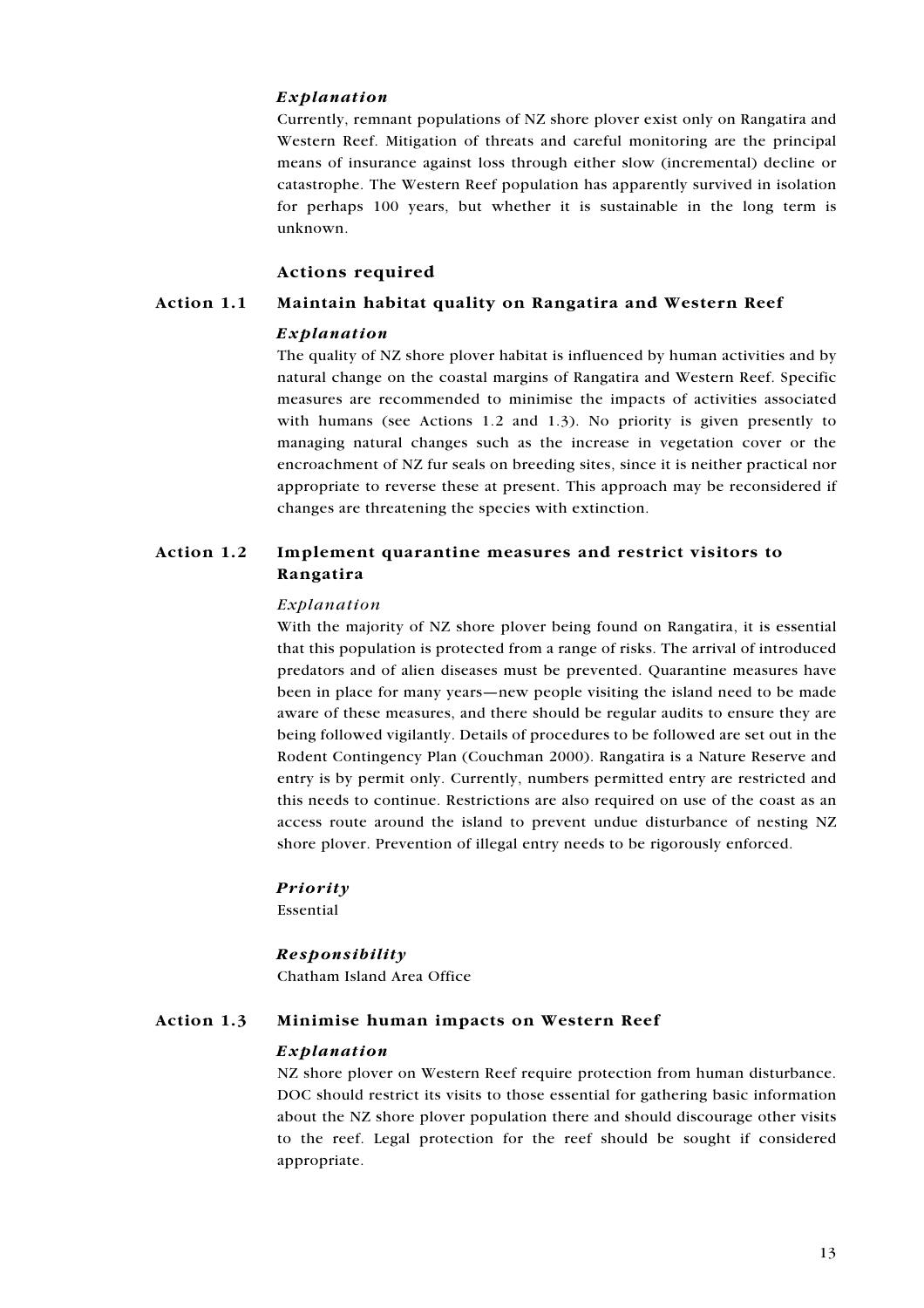*Explanation*

Currently, remnant populations of NZ shore plover exist only on Rangatira and Western Reef. Mitigation of threats and careful monitoring are the principal means of insurance against loss through either slow (incremental) decline or catastrophe. The Western Reef population has apparently survived in isolation for perhaps 100 years, but whether it is sustainable in the long term is unknown.

### Actions required

### Action 1.1 Maintain habitat quality on Rangatira and Western Reef

*Explanation*

The quality of NZ shore plover habitat is influenced by human activities and by natural change on the coastal margins of Rangatira and Western Reef. Specific measures are recommended to minimise the impacts of activities associated with humans (see Actions 1.2 and 1.3). No priority is given presently to managing natural changes such as the increase in vegetation cover or the encroachment of NZ fur seals on breeding sites, since it is neither practical nor appropriate to reverse these at present. This approach may be reconsidered if changes are threatening the species with extinction.

### Action 1.2 Implement quarantine measures and restrict visitors to Rangatira

*Explanation*

With the majority of NZ shore plover being found on Rangatira, it is essential that this population is protected from a range of risks. The arrival of introduced predators and of alien diseases must be prevented. Quarantine measures have been in place for many years—new people visiting the island need to be made aware of these measures, and there should be regular audits to ensure they are being followed vigilantly. Details of procedures to be followed are set out in the Rodent Contingency Plan (Couchman 2000). Rangatira is a Nature Reserve and entry is by permit only. Currently, numbers permitted entry are restricted and this needs to continue. Restrictions are also required on use of the coast as an access route around the island to prevent undue disturbance of nesting NZ shore plover. Prevention of illegal entry needs to be rigorously enforced.

***Priority***

Essential

***Responsibility***

Chatham Island Area Office

### Action 1.3 Minimise human impacts on Western Reef

*Explanation*

NZ shore plover on Western Reef require protection from human disturbance. DOC should restrict its visits to those essential for gathering basic information about the NZ shore plover population there and should discourage other visits to the reef. Legal protection for the reef should be sought if considered appropriate.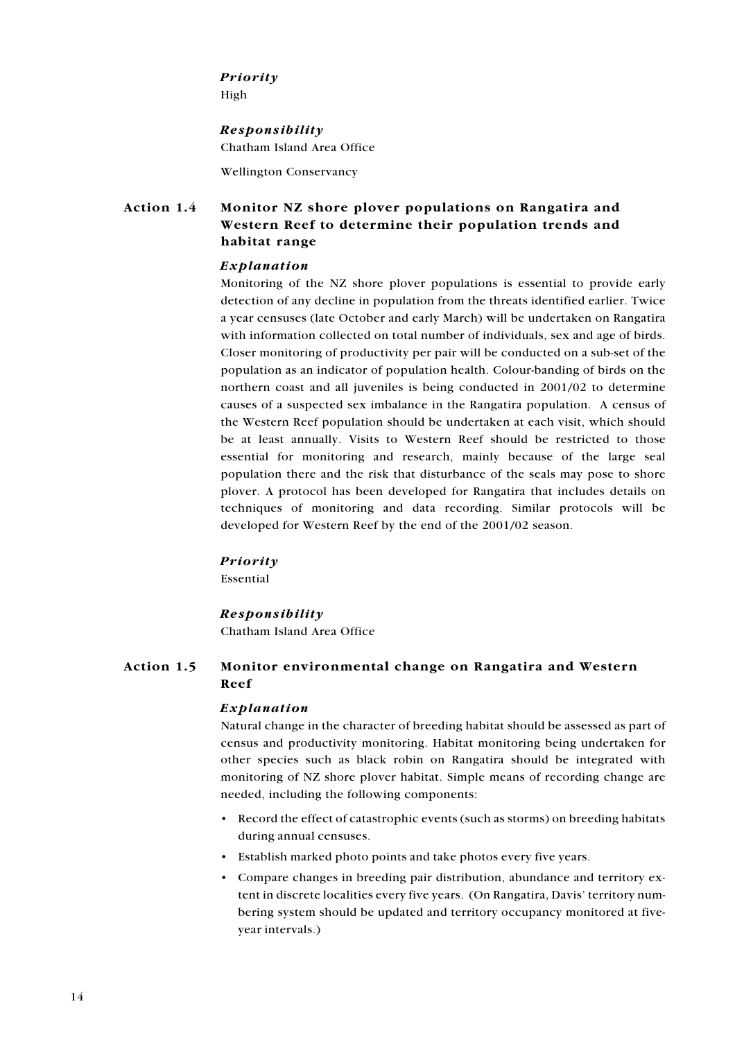*Priority*

High

*Responsibility*

Chatham Island Area Office

Wellington Conservancy

### Action 1.4 Monitor NZ shore plover populations on Rangatira and Western Reef to determine their population trends and habitat range

*Explanation*

Monitoring of the NZ shore plover populations is essential to provide early detection of any decline in population from the threats identified earlier. Twice a year censuses (late October and early March) will be undertaken on Rangatira with information collected on total number of individuals, sex and age of birds. Closer monitoring of productivity per pair will be conducted on a sub-set of the population as an indicator of population health. Colour-banding of birds on the northern coast and all juveniles is being conducted in 2001/02 to determine causes of a suspected sex imbalance in the Rangatira population. A census of the Western Reef population should be undertaken at each visit, which should be at least annually. Visits to Western Reef should be restricted to those essential for monitoring and research, mainly because of the large seal population there and the risk that disturbance of the seals may pose to shore plover. A protocol has been developed for Rangatira that includes details on techniques of monitoring and data recording. Similar protocols will be developed for Western Reef by the end of the 2001/02 season.

*Priority*

Essential

*Responsibility*

Chatham Island Area Office

### Action 1.5 Monitor environmental change on Rangatira and Western Reef

*Explanation*

Natural change in the character of breeding habitat should be assessed as part of census and productivity monitoring. Habitat monitoring being undertaken for other species such as black robin on Rangatira should be integrated with monitoring of NZ shore plover habitat. Simple means of recording change are needed, including the following components:

- Record the effect of catastrophic events (such as storms) on breeding habitats during annual censuses.
- Establish marked photo points and take photos every five years.
- Compare changes in breeding pair distribution, abundance and territory extent in discrete localities every five years. (On Rangatira, Davis' territory numbering system should be updated and territory occupancy monitored at five-year intervals.)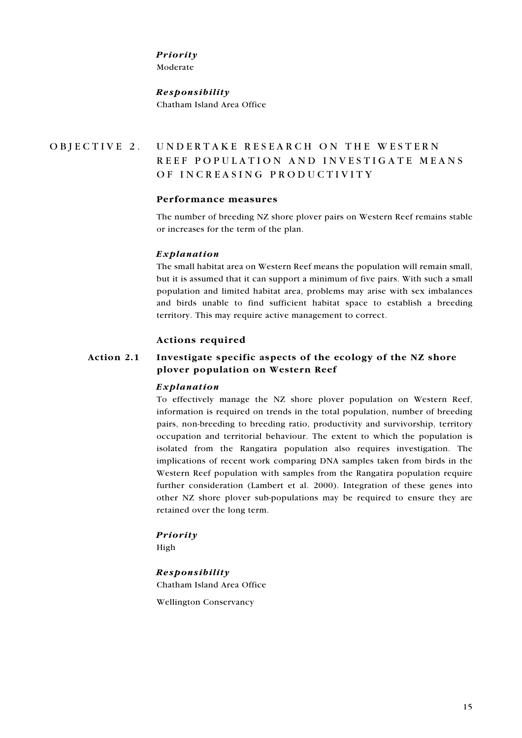*Priority*

Moderate

*Responsibility*

Chatham Island Area Office

## OBJECTIVE 2. UNDERTAKE RESEARCH ON THE WESTERN REEF POPULATION AND INVESTIGATE MEANS OF INCREASING PRODUCTIVITY

### Performance measures

The number of breeding NZ shore plover pairs on Western Reef remains stable or increases for the term of the plan.

*Explanation*

The small habitat area on Western Reef means the population will remain small, but it is assumed that it can support a minimum of five pairs. With such a small population and limited habitat area, problems may arise with sex imbalances and birds unable to find sufficient habitat space to establish a breeding territory. This may require active management to correct.

### Actions required

#### Action 2.1 Investigate specific aspects of the ecology of the NZ shore plover population on Western Reef

*Explanation*

To effectively manage the NZ shore plover population on Western Reef, information is required on trends in the total population, number of breeding pairs, non-breeding to breeding ratio, productivity and survivorship, territory occupation and territorial behaviour. The extent to which the population is isolated from the Rangatira population also requires investigation. The implications of recent work comparing DNA samples taken from birds in the Western Reef population with samples from the Rangatira population require further consideration (Lambert et al. 2000). Integration of these genes into other NZ shore plover sub-populations may be required to ensure they are retained over the long term.

*Priority*

High

*Responsibility*

Chatham Island Area Office

Wellington Conservancy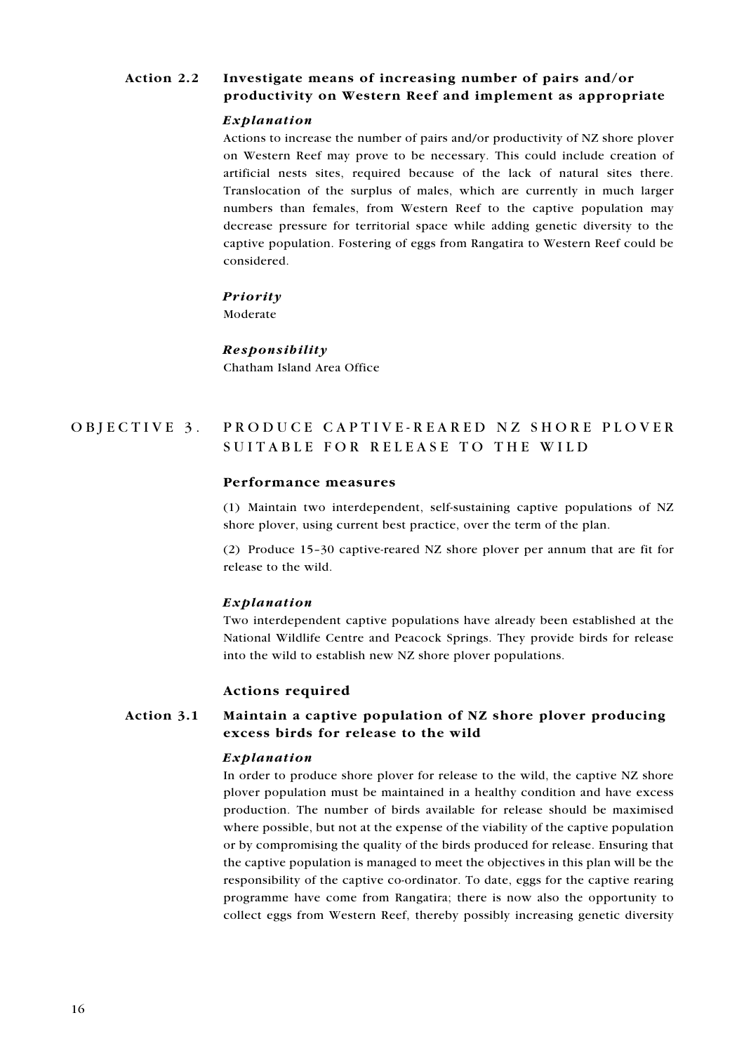### Action 2.2 Investigate means of increasing number of pairs and/or productivity on Western Reef and implement as appropriate

*Explanation*

Actions to increase the number of pairs and/or productivity of NZ shore plover on Western Reef may prove to be necessary. This could include creation of artificial nests sites, required because of the lack of natural sites there. Translocation of the surplus of males, which are currently in much larger numbers than females, from Western Reef to the captive population may decrease pressure for territorial space while adding genetic diversity to the captive population. Fostering of eggs from Rangatira to Western Reef could be considered.

*Priority*

Moderate

*Responsibility*

Chatham Island Area Office

## OBJECTIVE 3. PRODUCE CAPTIVE-REARED NZ SHORE PLOVER SUITABLE FOR RELEASE TO THE WILD

### Performance measures

(1) Maintain two interdependent, self-sustaining captive populations of NZ shore plover, using current best practice, over the term of the plan.

(2) Produce 15–30 captive-reared NZ shore plover per annum that are fit for release to the wild.

*Explanation*

Two interdependent captive populations have already been established at the National Wildlife Centre and Peacock Springs. They provide birds for release into the wild to establish new NZ shore plover populations.

### Actions required

### Action 3.1 Maintain a captive population of NZ shore plover producing excess birds for release to the wild

*Explanation*

In order to produce shore plover for release to the wild, the captive NZ shore plover population must be maintained in a healthy condition and have excess production. The number of birds available for release should be maximised where possible, but not at the expense of the viability of the captive population or by compromising the quality of the birds produced for release. Ensuring that the captive population is managed to meet the objectives in this plan will be the responsibility of the captive co-ordinator. To date, eggs for the captive rearing programme have come from Rangatira; there is now also the opportunity to collect eggs from Western Reef, thereby possibly increasing genetic diversity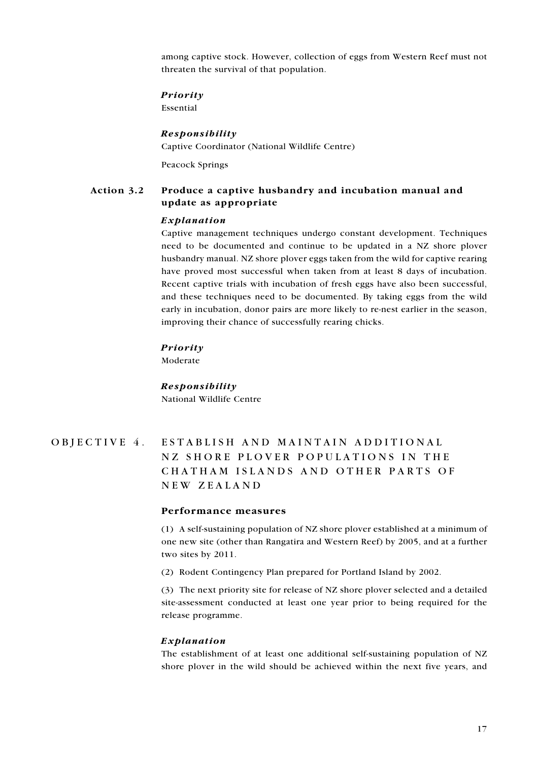among captive stock. However, collection of eggs from Western Reef must not threaten the survival of that population.

*Priority*

Essential

*Responsibility*

Captive Coordinator (National Wildlife Centre)

Peacock Springs

### Action 3.2 Produce a captive husbandry and incubation manual and update as appropriate

*Explanation*

Captive management techniques undergo constant development. Techniques need to be documented and continue to be updated in a NZ shore plover husbandry manual. NZ shore plover eggs taken from the wild for captive rearing have proved most successful when taken from at least 8 days of incubation. Recent captive trials with incubation of fresh eggs have also been successful, and these techniques need to be documented. By taking eggs from the wild early in incubation, donor pairs are more likely to re-nest earlier in the season, improving their chance of successfully rearing chicks.

*Priority*

Moderate

*Responsibility*

National Wildlife Centre

## OBJECTIVE 4. ESTABLISH AND MAINTAIN ADDITIONAL NZ SHORE PLOVER POPULATIONS IN THE CHATHAM ISLANDS AND OTHER PARTS OF NEW ZEALAND

### Performance measures

(1) A self-sustaining population of NZ shore plover established at a minimum of one new site (other than Rangatira and Western Reef) by 2005, and at a further two sites by 2011.

(2) Rodent Contingency Plan prepared for Portland Island by 2002.

(3) The next priority site for release of NZ shore plover selected and a detailed site-assessment conducted at least one year prior to being required for the release programme.

*Explanation*

The establishment of at least one additional self-sustaining population of NZ shore plover in the wild should be achieved within the next five years, and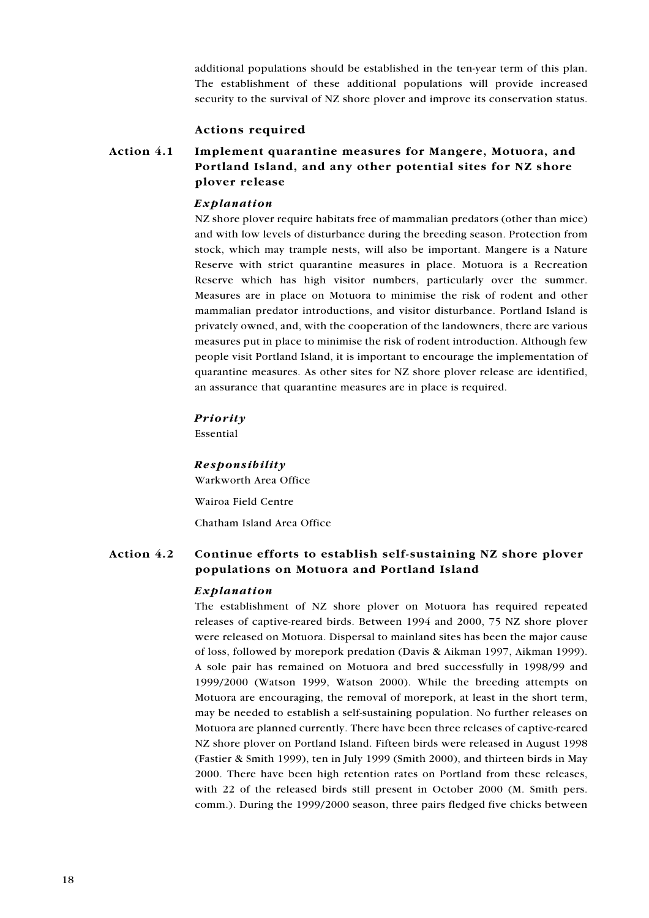additional populations should be established in the ten-year term of this plan. The establishment of these additional populations will provide increased security to the survival of NZ shore plover and improve its conservation status.

### Actions required

### Action 4.1 Implement quarantine measures for Mangere, Motuora, and Portland Island, and any other potential sites for NZ shore plover release

#### *Explanation*

NZ shore plover require habitats free of mammalian predators (other than mice) and with low levels of disturbance during the breeding season. Protection from stock, which may trample nests, will also be important. Mangere is a Nature Reserve with strict quarantine measures in place. Motuora is a Recreation Reserve which has high visitor numbers, particularly over the summer. Measures are in place on Motuora to minimise the risk of rodent and other mammalian predator introductions, and visitor disturbance. Portland Island is privately owned, and, with the cooperation of the landowners, there are various measures put in place to minimise the risk of rodent introduction. Although few people visit Portland Island, it is important to encourage the implementation of quarantine measures. As other sites for NZ shore plover release are identified, an assurance that quarantine measures are in place is required.

#### *Priority*

Essential

#### *Responsibility*

Warkworth Area Office

Wairoa Field Centre

Chatham Island Area Office

### Action 4.2 Continue efforts to establish self-sustaining NZ shore plover populations on Motuora and Portland Island

#### *Explanation*

The establishment of NZ shore plover on Motuora has required repeated releases of captive-reared birds. Between 1994 and 2000, 75 NZ shore plover were released on Motuora. Dispersal to mainland sites has been the major cause of loss, followed by morepork predation (Davis & Aikman 1997, Aikman 1999). A sole pair has remained on Motuora and bred successfully in 1998/99 and 1999/2000 (Watson 1999, Watson 2000). While the breeding attempts on Motuora are encouraging, the removal of morepork, at least in the short term, may be needed to establish a self-sustaining population. No further releases on Motuora are planned currently. There have been three releases of captive-reared NZ shore plover on Portland Island. Fifteen birds were released in August 1998 (Fastier & Smith 1999), ten in July 1999 (Smith 2000), and thirteen birds in May 2000. There have been high retention rates on Portland from these releases, with 22 of the released birds still present in October 2000 (M. Smith pers. comm.). During the 1999/2000 season, three pairs fledged five chicks between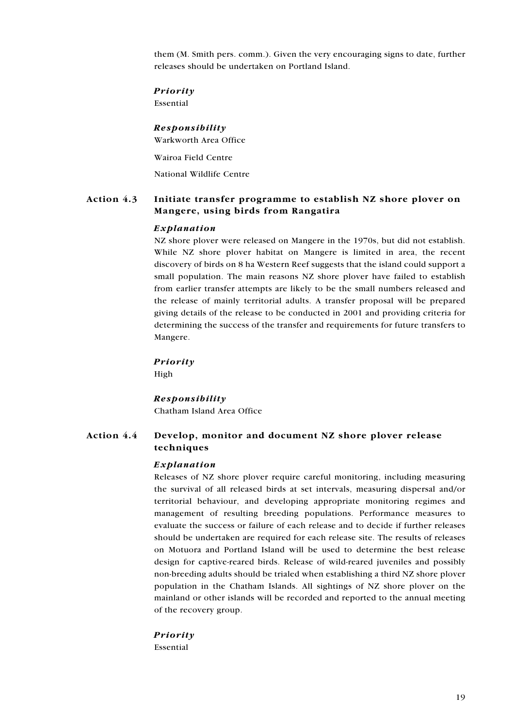them (M. Smith pers. comm.). Given the very encouraging signs to date, further releases should be undertaken on Portland Island.

***Priority***

Essential

***Responsibility***

Warkworth Area Office

Wairoa Field Centre

National Wildlife Centre

### Action 4.3 Initiate transfer programme to establish NZ shore plover on Mangere, using birds from Rangatira

***Explanation***

NZ shore plover were released on Mangere in the 1970s, but did not establish. While NZ shore plover habitat on Mangere is limited in area, the recent discovery of birds on 8 ha Western Reef suggests that the island could support a small population. The main reasons NZ shore plover have failed to establish from earlier transfer attempts are likely to be the small numbers released and the release of mainly territorial adults. A transfer proposal will be prepared giving details of the release to be conducted in 2001 and providing criteria for determining the success of the transfer and requirements for future transfers to Mangere.

***Priority***

High

***Responsibility***

Chatham Island Area Office

### Action 4.4 Develop, monitor and document NZ shore plover release techniques

***Explanation***

Releases of NZ shore plover require careful monitoring, including measuring the survival of all released birds at set intervals, measuring dispersal and/or territorial behaviour, and developing appropriate monitoring regimes and management of resulting breeding populations. Performance measures to evaluate the success or failure of each release and to decide if further releases should be undertaken are required for each release site. The results of releases on Motuora and Portland Island will be used to determine the best release design for captive-reared birds. Release of wild-reared juveniles and possibly non-breeding adults should be trialed when establishing a third NZ shore plover population in the Chatham Islands. All sightings of NZ shore plover on the mainland or other islands will be recorded and reported to the annual meeting of the recovery group.

***Priority***

Essential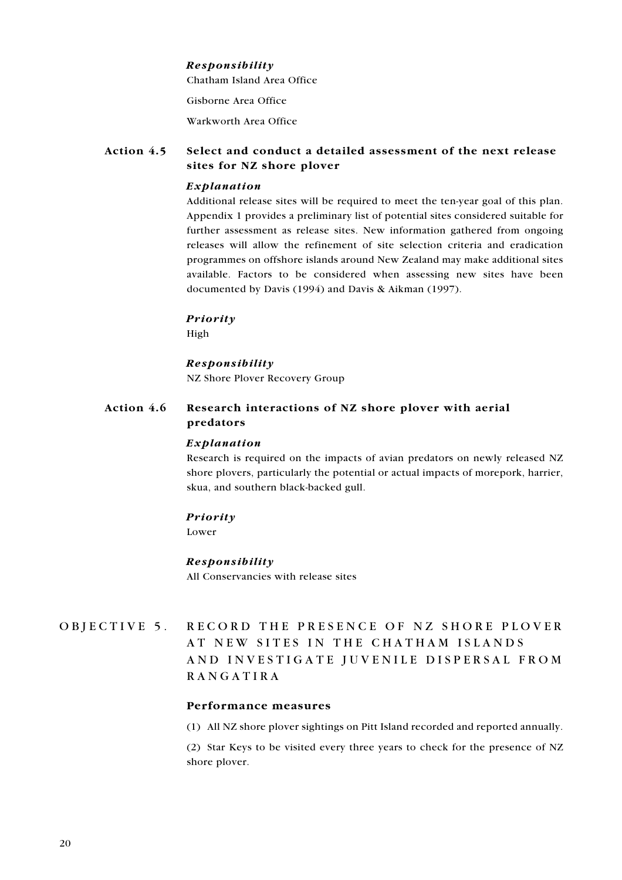*Responsibility*

Chatham Island Area Office

Gisborne Area Office

Warkworth Area Office

### Action 4.5 Select and conduct a detailed assessment of the next release sites for NZ shore plover

*Explanation*

Additional release sites will be required to meet the ten-year goal of this plan. Appendix 1 provides a preliminary list of potential sites considered suitable for further assessment as release sites. New information gathered from ongoing releases will allow the refinement of site selection criteria and eradication programmes on offshore islands around New Zealand may make additional sites available. Factors to be considered when assessing new sites have been documented by Davis (1994) and Davis & Aikman (1997).

*Priority*

High

*Responsibility*

NZ Shore Plover Recovery Group

### Action 4.6 Research interactions of NZ shore plover with aerial predators

*Explanation*

Research is required on the impacts of avian predators on newly released NZ shore plovers, particularly the potential or actual impacts of morepork, harrier, skua, and southern black-backed gull.

*Priority*

Lower

*Responsibility*

All Conservancies with release sites

## OBJECTIVE 5. RECORD THE PRESENCE OF NZ SHORE PLOVER AT NEW SITES IN THE CHATHAM ISLANDS AND INVESTIGATE JUVENILE DISPERSAL FROM RANGATIRA

### Performance measures

(1) All NZ shore plover sightings on Pitt Island recorded and reported annually.

(2) Star Keys to be visited every three years to check for the presence of NZ shore plover.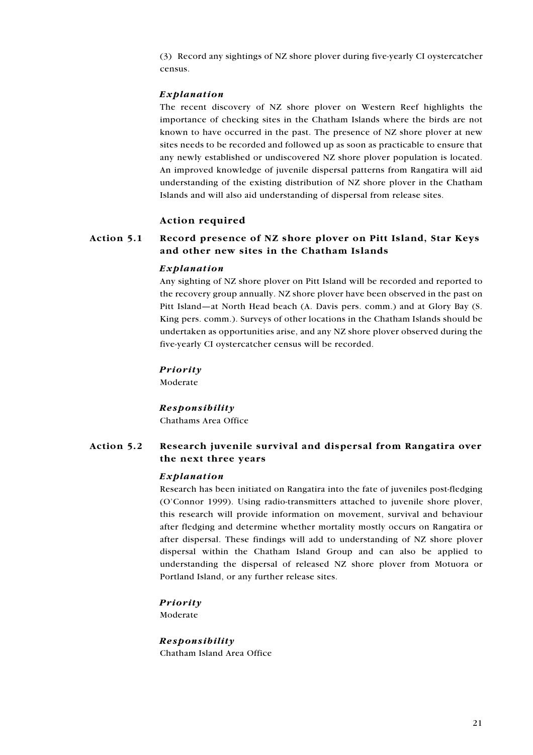(3) Record any sightings of NZ shore plover during five-yearly CI oystercatcher census.

*Explanation*

The recent discovery of NZ shore plover on Western Reef highlights the importance of checking sites in the Chatham Islands where the birds are not known to have occurred in the past. The presence of NZ shore plover at new sites needs to be recorded and followed up as soon as practicable to ensure that any newly established or undiscovered NZ shore plover population is located. An improved knowledge of juvenile dispersal patterns from Rangatira will aid understanding of the existing distribution of NZ shore plover in the Chatham Islands and will also aid understanding of dispersal from release sites.

### Action required

### Action 5.1 Record presence of NZ shore plover on Pitt Island, Star Keys and other new sites in the Chatham Islands

*Explanation*

Any sighting of NZ shore plover on Pitt Island will be recorded and reported to the recovery group annually. NZ shore plover have been observed in the past on Pitt Island—at North Head beach (A. Davis pers. comm.) and at Glory Bay (S. King pers. comm.). Surveys of other locations in the Chatham Islands should be undertaken as opportunities arise, and any NZ shore plover observed during the five-yearly CI oystercatcher census will be recorded.

*Priority*

Moderate

*Responsibility*

Chathams Area Office

### Action 5.2 Research juvenile survival and dispersal from Rangatira over the next three years

*Explanation*

Research has been initiated on Rangatira into the fate of juveniles post-fledging (O'Connor 1999). Using radio-transmitters attached to juvenile shore plover, this research will provide information on movement, survival and behaviour after fledging and determine whether mortality mostly occurs on Rangatira or after dispersal. These findings will add to understanding of NZ shore plover dispersal within the Chatham Island Group and can also be applied to understanding the dispersal of released NZ shore plover from Motuora or Portland Island, or any further release sites.

*Priority*

Moderate

*Responsibility*

Chatham Island Area Office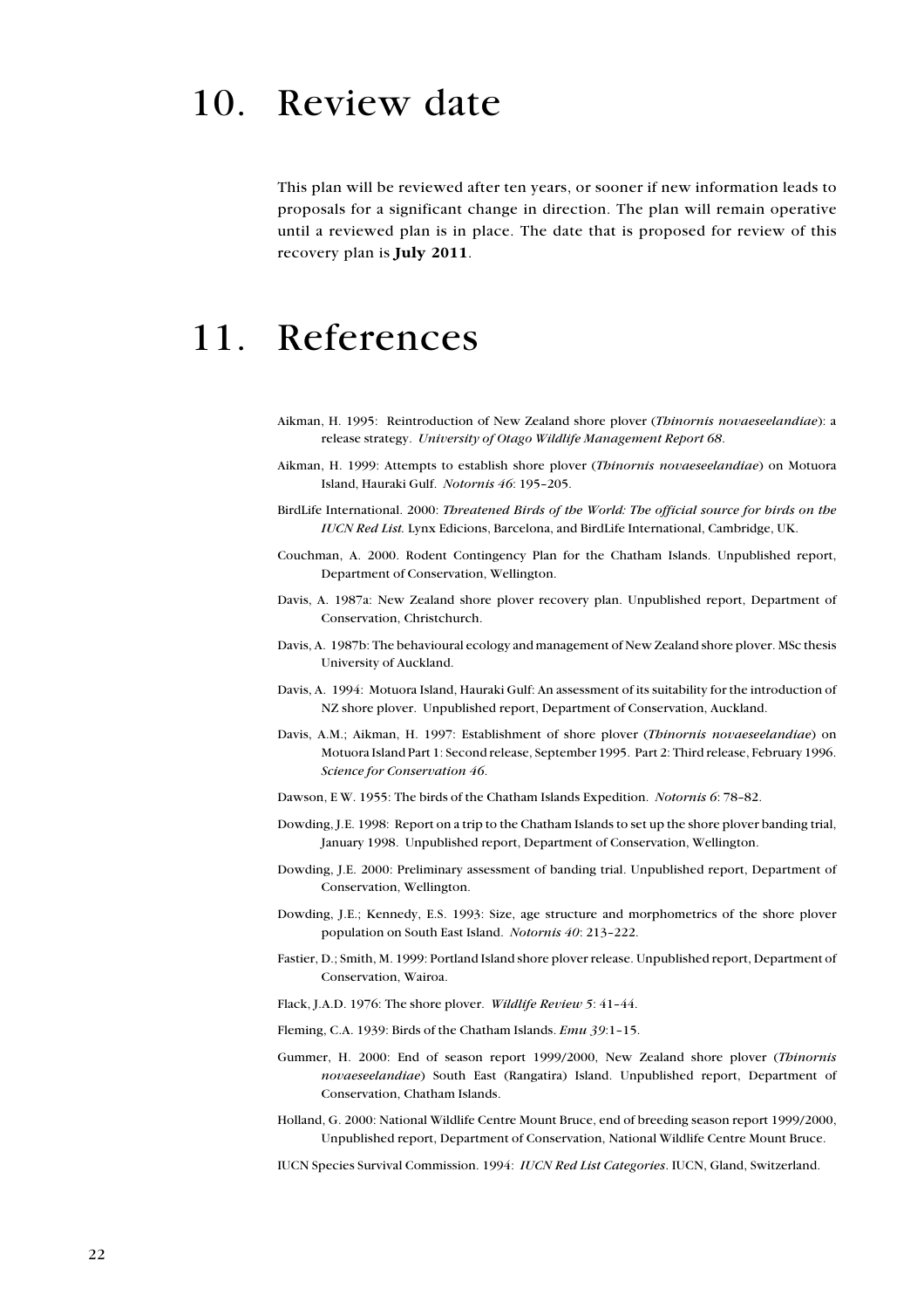# 10. Review date

This plan will be reviewed after ten years, or sooner if new information leads to proposals for a significant change in direction. The plan will remain operative until a reviewed plan is in place. The date that is proposed for review of this recovery plan is **July 2011**.

# 11. References

Aikman, H. 1995: Reintroduction of New Zealand shore plover (*Thinornis novaeseelandiae*): a release strategy. *University of Otago Wildlife Management Report 68*.

Aikman, H. 1999: Attempts to establish shore plover (*Thinornis novaeseelandiae*) on Motuora Island, Hauraki Gulf. *Notornis 46*: 195–205.

BirdLife International. 2000: *Threatened Birds of the World: The official source for birds on the IUCN Red List.* Lynx Edicions, Barcelona, and BirdLife International, Cambridge, UK.

Couchman, A. 2000. Rodent Contingency Plan for the Chatham Islands. Unpublished report, Department of Conservation, Wellington.

Davis, A. 1987a: New Zealand shore plover recovery plan. Unpublished report, Department of Conservation, Christchurch.

Davis, A. 1987b: The behavioural ecology and management of New Zealand shore plover. MSc thesis University of Auckland.

Davis, A. 1994: Motuora Island, Hauraki Gulf: An assessment of its suitability for the introduction of NZ shore plover. Unpublished report, Department of Conservation, Auckland.

Davis, A.M.; Aikman, H. 1997: Establishment of shore plover (*Thinornis novaeseelandiae*) on Motuora Island Part 1: Second release, September 1995. Part 2: Third release, February 1996. *Science for Conservation 46.*

Dawson, E W. 1955: The birds of the Chatham Islands Expedition. *Notornis 6*: 78–82.

Dowding, J.E. 1998: Report on a trip to the Chatham Islands to set up the shore plover banding trial, January 1998. Unpublished report, Department of Conservation, Wellington.

Dowding, J.E. 2000: Preliminary assessment of banding trial. Unpublished report, Department of Conservation, Wellington.

Dowding, J.E.; Kennedy, E.S. 1993: Size, age structure and morphometrics of the shore plover population on South East Island. *Notornis 40*: 213–222.

Fastier, D.; Smith, M. 1999: Portland Island shore plover release. Unpublished report, Department of Conservation, Wairoa.

Flack, J.A.D. 1976: The shore plover. *Wildlife Review* 5: 41–44.

Fleming, C.A. 1939: Birds of the Chatham Islands. *Emu 39*:1–15.

Gummer, H. 2000: End of season report 1999/2000, New Zealand shore plover (*Thinornis novaeseelandiae*) South East (Rangatira) Island. Unpublished report, Department of Conservation, Chatham Islands.

Holland, G. 2000: National Wildlife Centre Mount Bruce, end of breeding season report 1999/2000, Unpublished report, Department of Conservation, National Wildlife Centre Mount Bruce.

IUCN Species Survival Commission. 1994: *IUCN Red List Categories*. IUCN, Gland, Switzerland.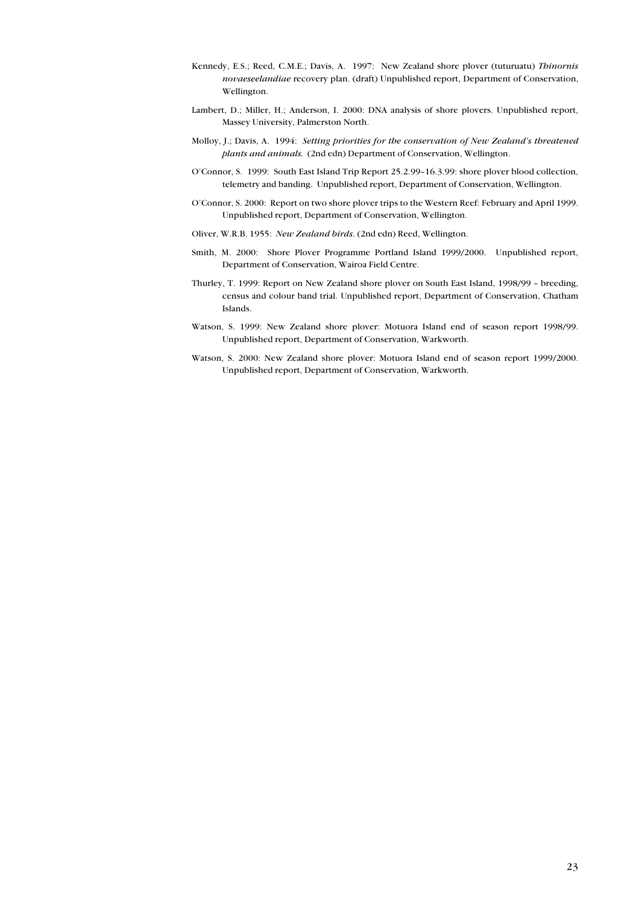Kennedy, E.S.; Reed, C.M.E.; Davis, A. 1997: New Zealand shore plover (tuturuatu) *Thinornis novaeseelandiae* recovery plan. (draft) Unpublished report, Department of Conservation, Wellington.

Lambert, D.; Miller, H.; Anderson, I. 2000: DNA analysis of shore plovers. Unpublished report, Massey University, Palmerston North.

Molloy, J.; Davis, A. 1994: *Setting priorities for the conservation of New Zealand's threatened plants and animals.* (2nd edn) Department of Conservation, Wellington.

O'Connor, S. 1999: South East Island Trip Report 25.2.99–16.3.99: shore plover blood collection, telemetry and banding. Unpublished report, Department of Conservation, Wellington.

O'Connor, S. 2000: Report on two shore plover trips to the Western Reef: February and April 1999. Unpublished report, Department of Conservation, Wellington.

Oliver, W.R.B. 1955: *New Zealand birds*. (2nd edn) Reed, Wellington.

Smith, M. 2000: Shore Plover Programme Portland Island 1999/2000. Unpublished report, Department of Conservation, Wairoa Field Centre.

Thurley, T. 1999: Report on New Zealand shore plover on South East Island, 1998/99 – breeding, census and colour band trial. Unpublished report, Department of Conservation, Chatham Islands.

Watson, S. 1999: New Zealand shore plover: Motuora Island end of season report 1998/99. Unpublished report, Department of Conservation, Warkworth.

Watson, S. 2000: New Zealand shore plover: Motuora Island end of season report 1999/2000. Unpublished report, Department of Conservation, Warkworth.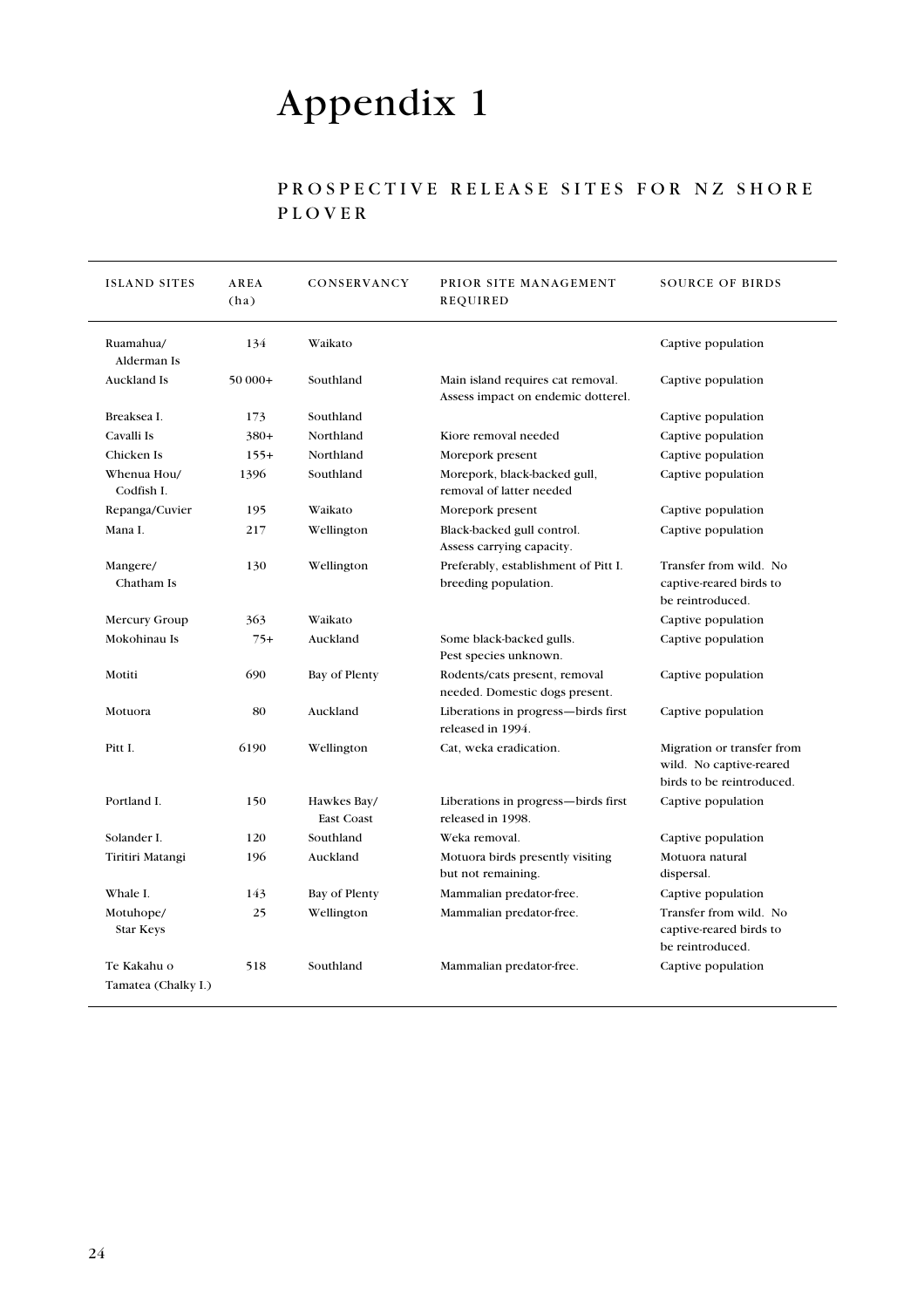# Appendix 1

## PROSPECTIVE RELEASE SITES FOR NZ SHORE PLOVER

| ISLAND SITES | AREA (ha) | CONSERVANCY | PRIOR SITE MANAGEMENT REQUIRED | SOURCE OF BIRDS |
|---|---|---|---|---|
| Ruamahua/ Alderman Is | 134 | Waikato | | Captive population |
| Auckland Is | 50 000+ | Southland | Main island requires cat removal. Assess impact on endemic dotterel. | Captive population |
| Breaksea I. | 173 | Southland | | Captive population |
| Cavalli Is | 380+ | Northland | Kiore removal needed | Captive population |
| Chicken Is | 155+ | Northland | Morepork present | Captive population |
| Whenua Hou/ Codfish I. | 1396 | Southland | Morepork, black-backed gull, removal of latter needed | Captive population |
| Repanga/Cuvier | 195 | Waikato | Morepork present | Captive population |
| Mana I. | 217 | Wellington | Black-backed gull control. Assess carrying capacity. | Captive population |
| Mangere/ Chatham Is | 130 | Wellington | Preferably, establishment of Pitt I. breeding population. | Transfer from wild. No captive-reared birds to be reintroduced. |
| Mercury Group | 363 | Waikato | | Captive population |
| Mokohinau Is | 75+ | Auckland | Some black-backed gulls. Pest species unknown. | Captive population |
| Motiti | 690 | Bay of Plenty | Rodents/cats present, removal needed. Domestic dogs present. | Captive population |
| Motuora | 80 | Auckland | Liberations in progress—birds first released in 1994. | Captive population |
| Pitt I. | 6190 | Wellington | Cat, weka eradication. | Migration or transfer from wild. No captive-reared birds to be reintroduced. |
| Portland I. | 150 | Hawkes Bay/ East Coast | Liberations in progress—birds first released in 1998. | Captive population |
| Solander I. | 120 | Southland | Weka removal. | Captive population |
| Tiritiri Matangi | 196 | Auckland | Motuora birds presently visiting but not remaining. | Motuora natural dispersal. |
| Whale I. | 143 | Bay of Plenty | Mammalian predator-free. | Captive population |
| Motuhope/ Star Keys | 25 | Wellington | Mammalian predator-free. | Transfer from wild. No captive-reared birds to be reintroduced. |
| Te Kakahu o Tamatea (Chalky I.) | 518 | Southland | Mammalian predator-free. | Captive population |